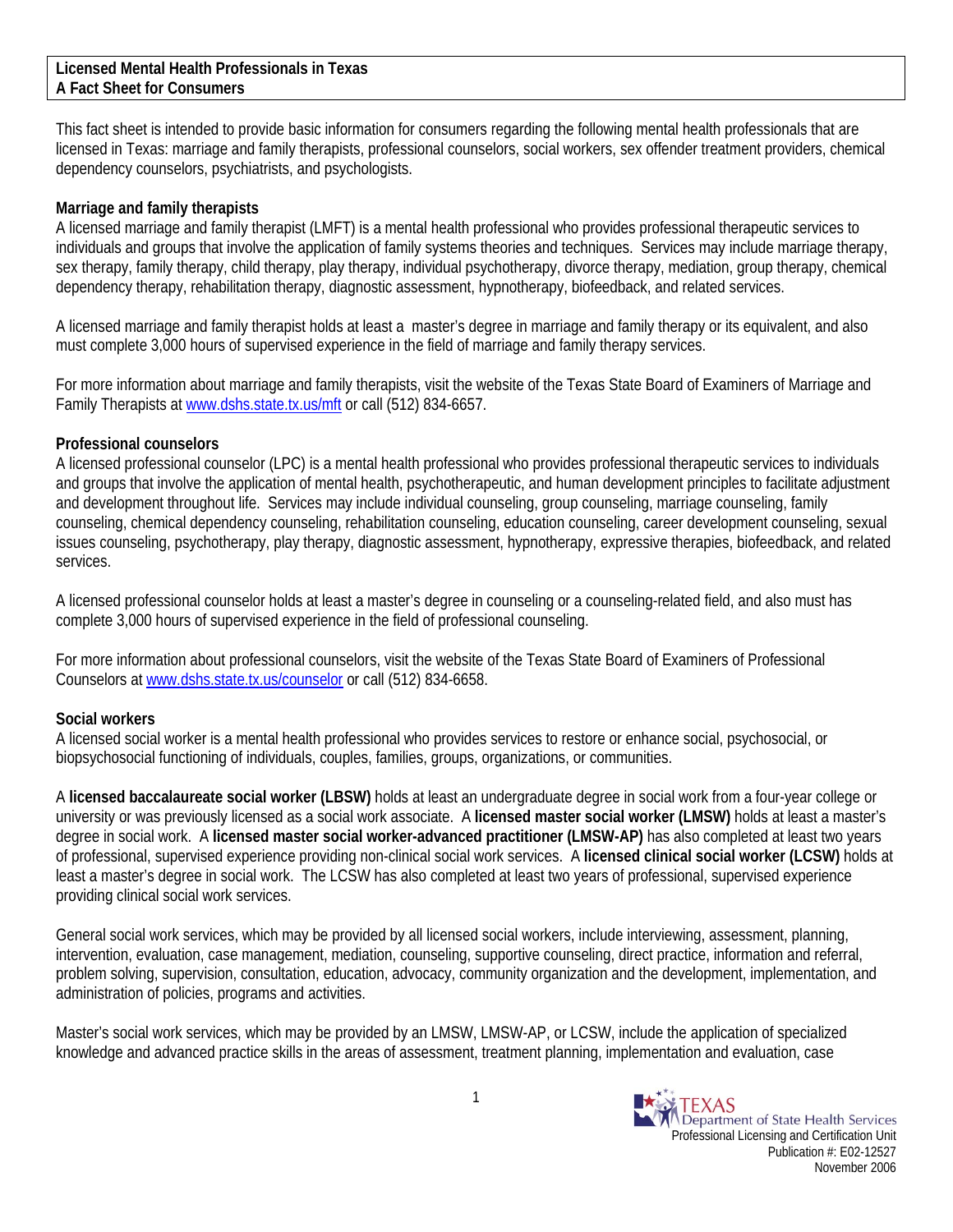**Licensed Mental Health Professionals in Texas**
**A Fact Sheet for Consumers**

This fact sheet is intended to provide basic information for consumers regarding the following mental health professionals that are licensed in Texas: marriage and family therapists, professional counselors, social workers, sex offender treatment providers, chemical dependency counselors, psychiatrists, and psychologists.

**Marriage and family therapists**

A licensed marriage and family therapist (LMFT) is a mental health professional who provides professional therapeutic services to individuals and groups that involve the application of family systems theories and techniques. Services may include marriage therapy, sex therapy, family therapy, child therapy, play therapy, individual psychotherapy, divorce therapy, mediation, group therapy, chemical dependency therapy, rehabilitation therapy, diagnostic assessment, hypnotherapy, biofeedback, and related services.

A licensed marriage and family therapist holds at least a master's degree in marriage and family therapy or its equivalent, and also must complete 3,000 hours of supervised experience in the field of marriage and family therapy services.

For more information about marriage and family therapists, visit the website of the Texas State Board of Examiners of Marriage and Family Therapists at www.dshs.state.tx.us/mft or call (512) 834-6657.

**Professional counselors**

A licensed professional counselor (LPC) is a mental health professional who provides professional therapeutic services to individuals and groups that involve the application of mental health, psychotherapeutic, and human development principles to facilitate adjustment and development throughout life. Services may include individual counseling, group counseling, marriage counseling, family counseling, chemical dependency counseling, rehabilitation counseling, education counseling, career development counseling, sexual issues counseling, psychotherapy, play therapy, diagnostic assessment, hypnotherapy, expressive therapies, biofeedback, and related services.

A licensed professional counselor holds at least a master's degree in counseling or a counseling-related field, and also must has complete 3,000 hours of supervised experience in the field of professional counseling.

For more information about professional counselors, visit the website of the Texas State Board of Examiners of Professional Counselors at www.dshs.state.tx.us/counselor or call (512) 834-6658.

**Social workers**

A licensed social worker is a mental health professional who provides services to restore or enhance social, psychosocial, or biopsychosocial functioning of individuals, couples, families, groups, organizations, or communities.

A **licensed baccalaureate social worker (LBSW)** holds at least an undergraduate degree in social work from a four-year college or university or was previously licensed as a social work associate. A **licensed master social worker (LMSW)** holds at least a master's degree in social work. A **licensed master social worker-advanced practitioner (LMSW-AP)** has also completed at least two years of professional, supervised experience providing non-clinical social work services. A **licensed clinical social worker (LCSW)** holds at least a master's degree in social work. The LCSW has also completed at least two years of professional, supervised experience providing clinical social work services.

General social work services, which may be provided by all licensed social workers, include interviewing, assessment, planning, intervention, evaluation, case management, mediation, counseling, supportive counseling, direct practice, information and referral, problem solving, supervision, consultation, education, advocacy, community organization and the development, implementation, and administration of policies, programs and activities.

Master's social work services, which may be provided by an LMSW, LMSW-AP, or LCSW, include the application of specialized knowledge and advanced practice skills in the areas of assessment, treatment planning, implementation and evaluation, case

TEXAS Department of State Health Services
Professional Licensing and Certification Unit
Publication #: E02-12527
November 2006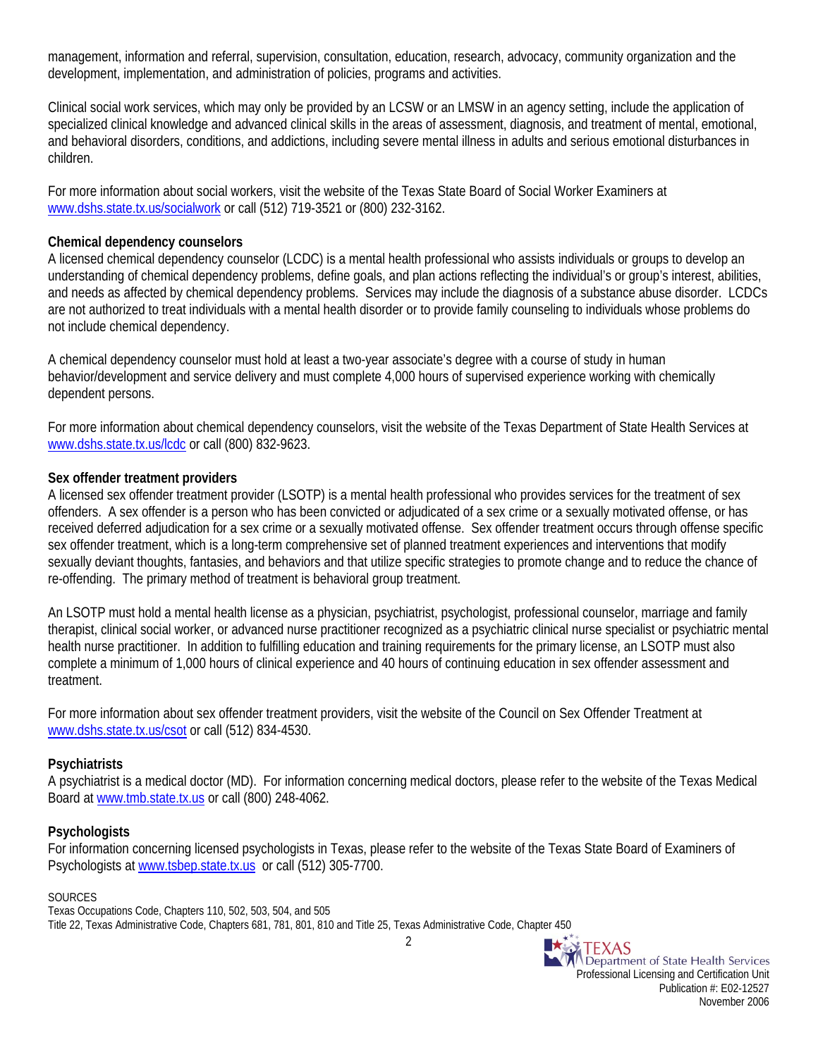management, information and referral, supervision, consultation, education, research, advocacy, community organization and the development, implementation, and administration of policies, programs and activities.

Clinical social work services, which may only be provided by an LCSW or an LMSW in an agency setting, include the application of specialized clinical knowledge and advanced clinical skills in the areas of assessment, diagnosis, and treatment of mental, emotional, and behavioral disorders, conditions, and addictions, including severe mental illness in adults and serious emotional disturbances in children.

For more information about social workers, visit the website of the Texas State Board of Social Worker Examiners at www.dshs.state.tx.us/socialwork or call (512) 719-3521 or (800) 232-3162.

**Chemical dependency counselors**

A licensed chemical dependency counselor (LCDC) is a mental health professional who assists individuals or groups to develop an understanding of chemical dependency problems, define goals, and plan actions reflecting the individual's or group's interest, abilities, and needs as affected by chemical dependency problems. Services may include the diagnosis of a substance abuse disorder. LCDCs are not authorized to treat individuals with a mental health disorder or to provide family counseling to individuals whose problems do not include chemical dependency.

A chemical dependency counselor must hold at least a two-year associate's degree with a course of study in human behavior/development and service delivery and must complete 4,000 hours of supervised experience working with chemically dependent persons.

For more information about chemical dependency counselors, visit the website of the Texas Department of State Health Services at www.dshs.state.tx.us/lcdc or call (800) 832-9623.

**Sex offender treatment providers**

A licensed sex offender treatment provider (LSOTP) is a mental health professional who provides services for the treatment of sex offenders. A sex offender is a person who has been convicted or adjudicated of a sex crime or a sexually motivated offense, or has received deferred adjudication for a sex crime or a sexually motivated offense. Sex offender treatment occurs through offense specific sex offender treatment, which is a long-term comprehensive set of planned treatment experiences and interventions that modify sexually deviant thoughts, fantasies, and behaviors and that utilize specific strategies to promote change and to reduce the chance of re-offending. The primary method of treatment is behavioral group treatment.

An LSOTP must hold a mental health license as a physician, psychiatrist, psychologist, professional counselor, marriage and family therapist, clinical social worker, or advanced nurse practitioner recognized as a psychiatric clinical nurse specialist or psychiatric mental health nurse practitioner. In addition to fulfilling education and training requirements for the primary license, an LSOTP must also complete a minimum of 1,000 hours of clinical experience and 40 hours of continuing education in sex offender assessment and treatment.

For more information about sex offender treatment providers, visit the website of the Council on Sex Offender Treatment at www.dshs.state.tx.us/csot or call (512) 834-4530.

**Psychiatrists**

A psychiatrist is a medical doctor (MD). For information concerning medical doctors, please refer to the website of the Texas Medical Board at www.tmb.state.tx.us or call (800) 248-4062.

**Psychologists**

For information concerning licensed psychologists in Texas, please refer to the website of the Texas State Board of Examiners of Psychologists at www.tsbep.state.tx.us or call (512) 305-7700.

SOURCES
Texas Occupations Code, Chapters 110, 502, 503, 504, and 505
Title 22, Texas Administrative Code, Chapters 681, 781, 801, 810 and Title 25, Texas Administrative Code, Chapter 450

TEXAS Department of State Health Services
Professional Licensing and Certification Unit
Publication #: E02-12527
November 2006